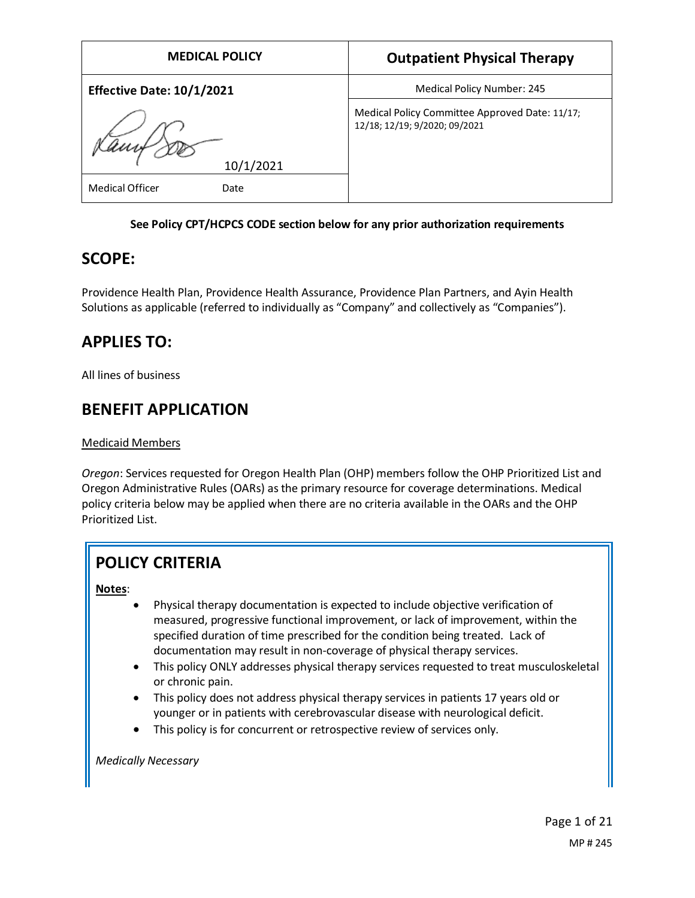| MEDICAL POLICY | Outpatient Physical Therapy |
| --- | --- |
| **Effective Date: 10/1/2021** | Medical Policy Number: 245 |
| 10/1/2021 | Medical Policy Committee Approved Date: 11/17; 12/18; 12/19; 9/2020; 09/2021 |
| Medical Officer        Date | |

**See Policy CPT/HCPCS CODE section below for any prior authorization requirements**

## SCOPE:

Providence Health Plan, Providence Health Assurance, Providence Plan Partners, and Ayin Health Solutions as applicable (referred to individually as "Company" and collectively as "Companies").

## APPLIES TO:

All lines of business

## BENEFIT APPLICATION

Medicaid Members

*Oregon*: Services requested for Oregon Health Plan (OHP) members follow the OHP Prioritized List and Oregon Administrative Rules (OARs) as the primary resource for coverage determinations. Medical policy criteria below may be applied when there are no criteria available in the OARs and the OHP Prioritized List.

## POLICY CRITERIA

**Notes**:

- Physical therapy documentation is expected to include objective verification of measured, progressive functional improvement, or lack of improvement, within the specified duration of time prescribed for the condition being treated. Lack of documentation may result in non-coverage of physical therapy services.
- This policy ONLY addresses physical therapy services requested to treat musculoskeletal or chronic pain.
- This policy does not address physical therapy services in patients 17 years old or younger or in patients with cerebrovascular disease with neurological deficit.
- This policy is for concurrent or retrospective review of services only.

*Medically Necessary*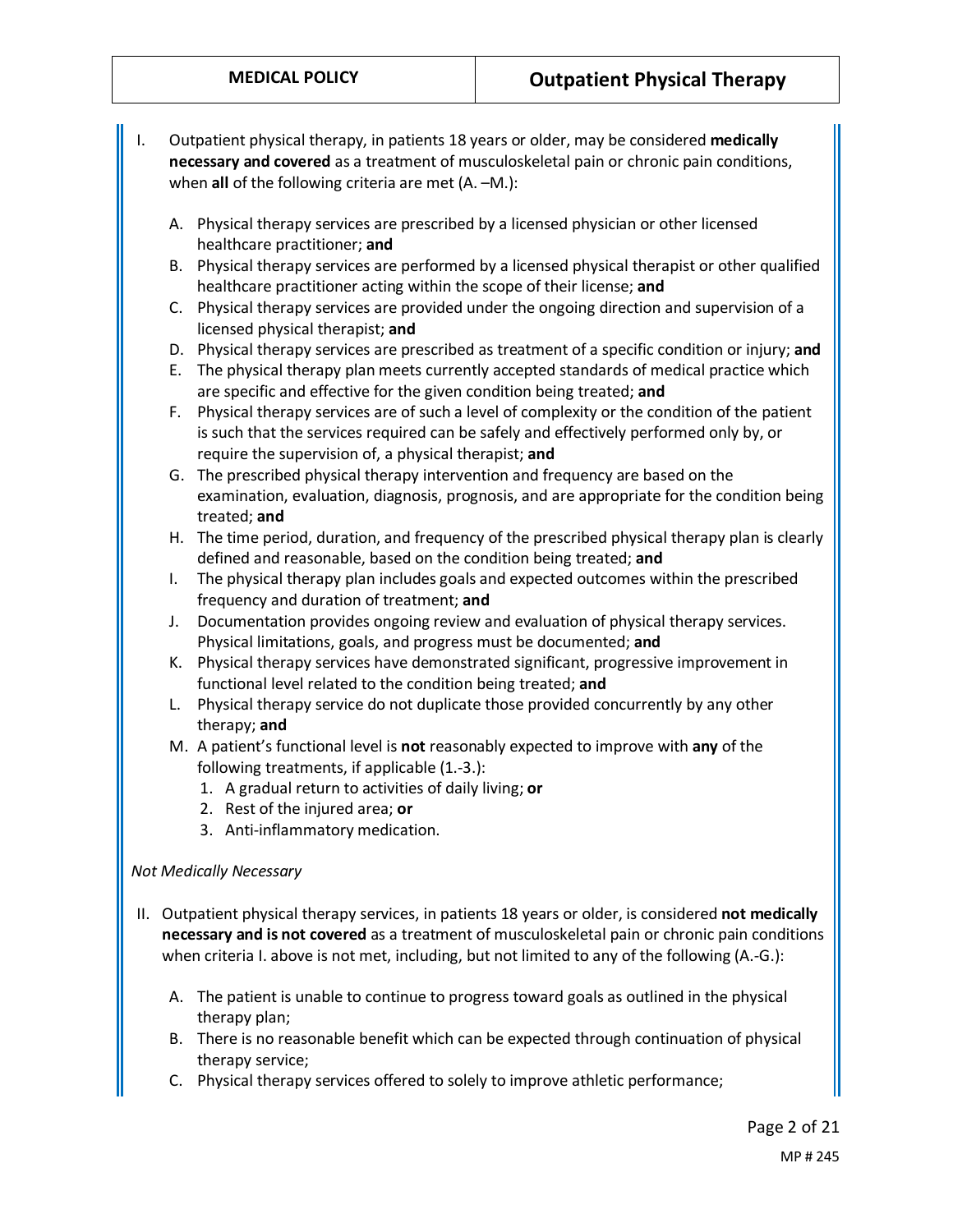I. Outpatient physical therapy, in patients 18 years or older, may be considered **medically necessary and covered** as a treatment of musculoskeletal pain or chronic pain conditions, when **all** of the following criteria are met (A. –M.):

   A. Physical therapy services are prescribed by a licensed physician or other licensed healthcare practitioner; **and**
   B. Physical therapy services are performed by a licensed physical therapist or other qualified healthcare practitioner acting within the scope of their license; **and**
   C. Physical therapy services are provided under the ongoing direction and supervision of a licensed physical therapist; **and**
   D. Physical therapy services are prescribed as treatment of a specific condition or injury; **and**
   E. The physical therapy plan meets currently accepted standards of medical practice which are specific and effective for the given condition being treated; **and**
   F. Physical therapy services are of such a level of complexity or the condition of the patient is such that the services required can be safely and effectively performed only by, or require the supervision of, a physical therapist; **and**
   G. The prescribed physical therapy intervention and frequency are based on the examination, evaluation, diagnosis, prognosis, and are appropriate for the condition being treated; **and**
   H. The time period, duration, and frequency of the prescribed physical therapy plan is clearly defined and reasonable, based on the condition being treated; **and**
   I. The physical therapy plan includes goals and expected outcomes within the prescribed frequency and duration of treatment; **and**
   J. Documentation provides ongoing review and evaluation of physical therapy services. Physical limitations, goals, and progress must be documented; **and**
   K. Physical therapy services have demonstrated significant, progressive improvement in functional level related to the condition being treated; **and**
   L. Physical therapy service do not duplicate those provided concurrently by any other therapy; **and**
   M. A patient's functional level is **not** reasonably expected to improve with **any** of the following treatments, if applicable (1.-3.):
      1. A gradual return to activities of daily living; **or**
      2. Rest of the injured area; **or**
      3. Anti-inflammatory medication.

*Not Medically Necessary*

II. Outpatient physical therapy services, in patients 18 years or older, is considered **not medically necessary and is not covered** as a treatment of musculoskeletal pain or chronic pain conditions when criteria I. above is not met, including, but not limited to any of the following (A.-G.):

   A. The patient is unable to continue to progress toward goals as outlined in the physical therapy plan;
   B. There is no reasonable benefit which can be expected through continuation of physical therapy service;
   C. Physical therapy services offered to solely to improve athletic performance;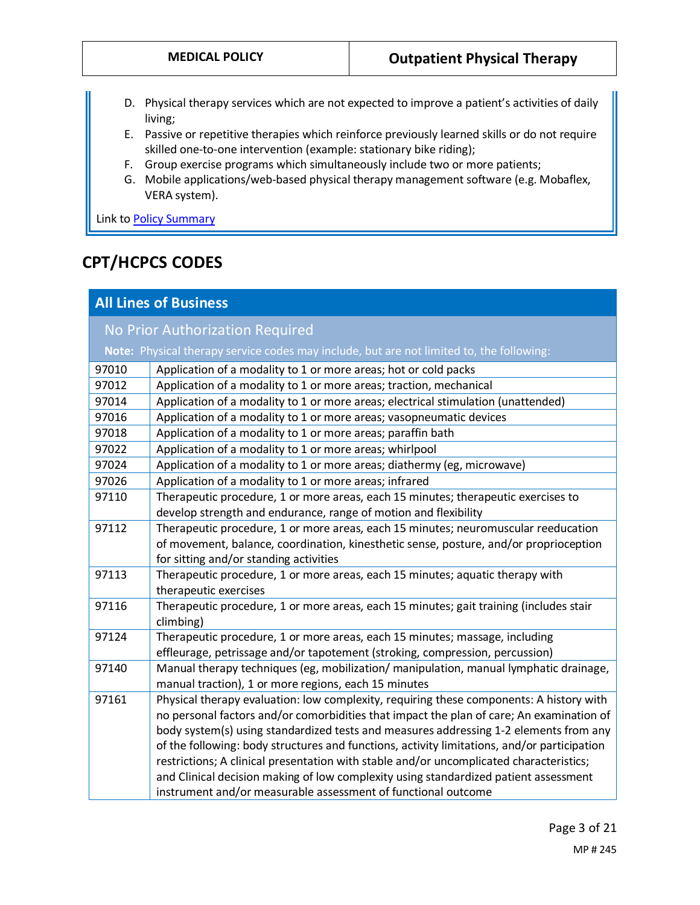D. Physical therapy services which are not expected to improve a patient's activities of daily living;
E. Passive or repetitive therapies which reinforce previously learned skills or do not require skilled one-to-one intervention (example: stationary bike riding);
F. Group exercise programs which simultaneously include two or more patients;
G. Mobile applications/web-based physical therapy management software (e.g. Mobaflex, VERA system).

Link to Policy Summary

## CPT/HCPCS CODES

| All Lines of Business | |
|---|---|
| **No Prior Authorization Required** | |
| **Note:** Physical therapy service codes may include, but are not limited to, the following: | |
| 97010 | Application of a modality to 1 or more areas; hot or cold packs |
| 97012 | Application of a modality to 1 or more areas; traction, mechanical |
| 97014 | Application of a modality to 1 or more areas; electrical stimulation (unattended) |
| 97016 | Application of a modality to 1 or more areas; vasopneumatic devices |
| 97018 | Application of a modality to 1 or more areas; paraffin bath |
| 97022 | Application of a modality to 1 or more areas; whirlpool |
| 97024 | Application of a modality to 1 or more areas; diathermy (eg, microwave) |
| 97026 | Application of a modality to 1 or more areas; infrared |
| 97110 | Therapeutic procedure, 1 or more areas, each 15 minutes; therapeutic exercises to develop strength and endurance, range of motion and flexibility |
| 97112 | Therapeutic procedure, 1 or more areas, each 15 minutes; neuromuscular reeducation of movement, balance, coordination, kinesthetic sense, posture, and/or proprioception for sitting and/or standing activities |
| 97113 | Therapeutic procedure, 1 or more areas, each 15 minutes; aquatic therapy with therapeutic exercises |
| 97116 | Therapeutic procedure, 1 or more areas, each 15 minutes; gait training (includes stair climbing) |
| 97124 | Therapeutic procedure, 1 or more areas, each 15 minutes; massage, including effleurage, petrissage and/or tapotement (stroking, compression, percussion) |
| 97140 | Manual therapy techniques (eg, mobilization/ manipulation, manual lymphatic drainage, manual traction), 1 or more regions, each 15 minutes |
| 97161 | Physical therapy evaluation: low complexity, requiring these components: A history with no personal factors and/or comorbidities that impact the plan of care; An examination of body system(s) using standardized tests and measures addressing 1-2 elements from any of the following: body structures and functions, activity limitations, and/or participation restrictions; A clinical presentation with stable and/or uncomplicated characteristics; and Clinical decision making of low complexity using standardized patient assessment instrument and/or measurable assessment of functional outcome |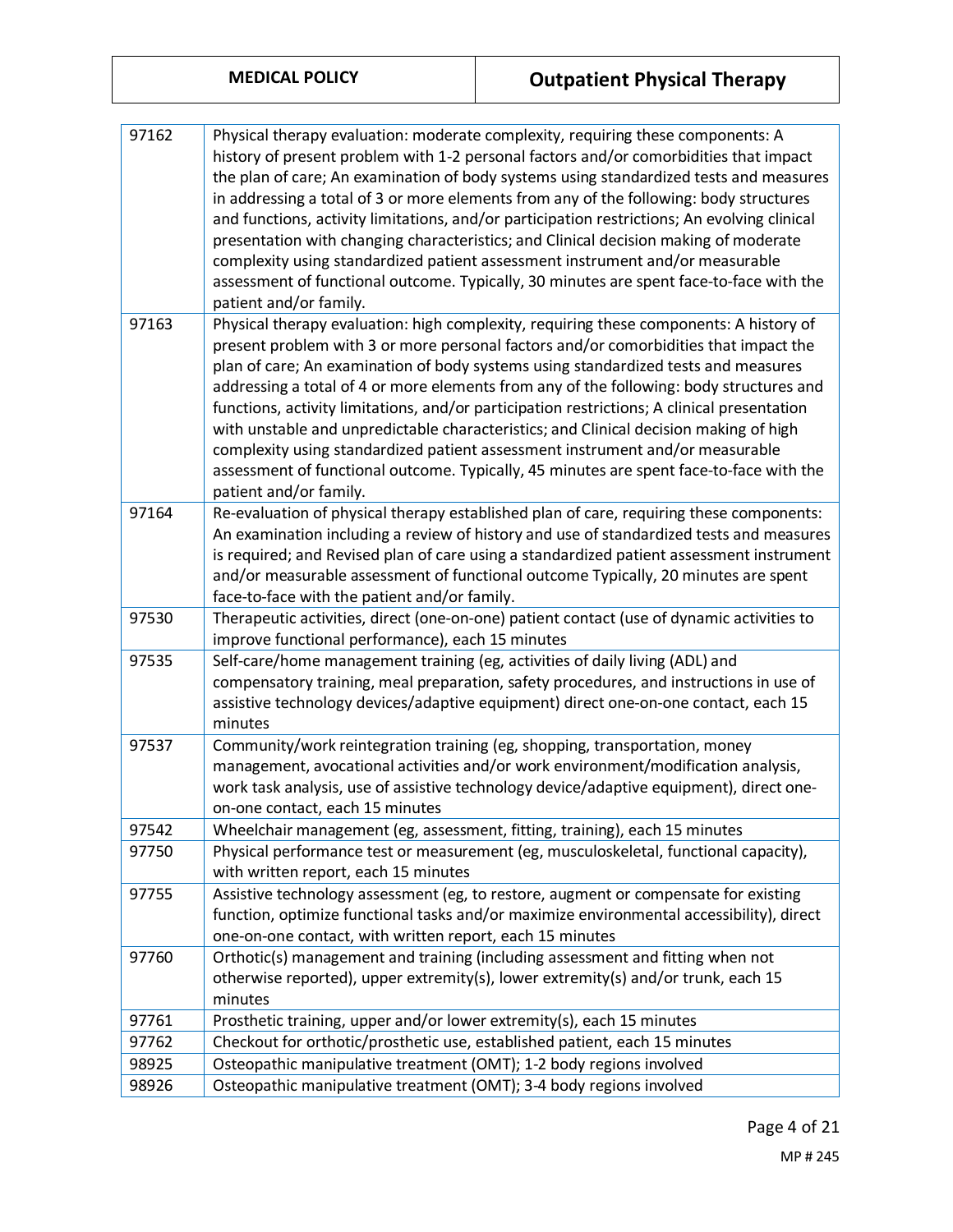| | |
|---|---|
| 97162 | Physical therapy evaluation: moderate complexity, requiring these components: A history of present problem with 1-2 personal factors and/or comorbidities that impact the plan of care; An examination of body systems using standardized tests and measures in addressing a total of 3 or more elements from any of the following: body structures and functions, activity limitations, and/or participation restrictions; An evolving clinical presentation with changing characteristics; and Clinical decision making of moderate complexity using standardized patient assessment instrument and/or measurable assessment of functional outcome. Typically, 30 minutes are spent face-to-face with the patient and/or family. |
| 97163 | Physical therapy evaluation: high complexity, requiring these components: A history of present problem with 3 or more personal factors and/or comorbidities that impact the plan of care; An examination of body systems using standardized tests and measures addressing a total of 4 or more elements from any of the following: body structures and functions, activity limitations, and/or participation restrictions; A clinical presentation with unstable and unpredictable characteristics; and Clinical decision making of high complexity using standardized patient assessment instrument and/or measurable assessment of functional outcome. Typically, 45 minutes are spent face-to-face with the patient and/or family. |
| 97164 | Re-evaluation of physical therapy established plan of care, requiring these components: An examination including a review of history and use of standardized tests and measures is required; and Revised plan of care using a standardized patient assessment instrument and/or measurable assessment of functional outcome Typically, 20 minutes are spent face-to-face with the patient and/or family. |
| 97530 | Therapeutic activities, direct (one-on-one) patient contact (use of dynamic activities to improve functional performance), each 15 minutes |
| 97535 | Self-care/home management training (eg, activities of daily living (ADL) and compensatory training, meal preparation, safety procedures, and instructions in use of assistive technology devices/adaptive equipment) direct one-on-one contact, each 15 minutes |
| 97537 | Community/work reintegration training (eg, shopping, transportation, money management, avocational activities and/or work environment/modification analysis, work task analysis, use of assistive technology device/adaptive equipment), direct one-on-one contact, each 15 minutes |
| 97542 | Wheelchair management (eg, assessment, fitting, training), each 15 minutes |
| 97750 | Physical performance test or measurement (eg, musculoskeletal, functional capacity), with written report, each 15 minutes |
| 97755 | Assistive technology assessment (eg, to restore, augment or compensate for existing function, optimize functional tasks and/or maximize environmental accessibility), direct one-on-one contact, with written report, each 15 minutes |
| 97760 | Orthotic(s) management and training (including assessment and fitting when not otherwise reported), upper extremity(s), lower extremity(s) and/or trunk, each 15 minutes |
| 97761 | Prosthetic training, upper and/or lower extremity(s), each 15 minutes |
| 97762 | Checkout for orthotic/prosthetic use, established patient, each 15 minutes |
| 98925 | Osteopathic manipulative treatment (OMT); 1-2 body regions involved |
| 98926 | Osteopathic manipulative treatment (OMT); 3-4 body regions involved |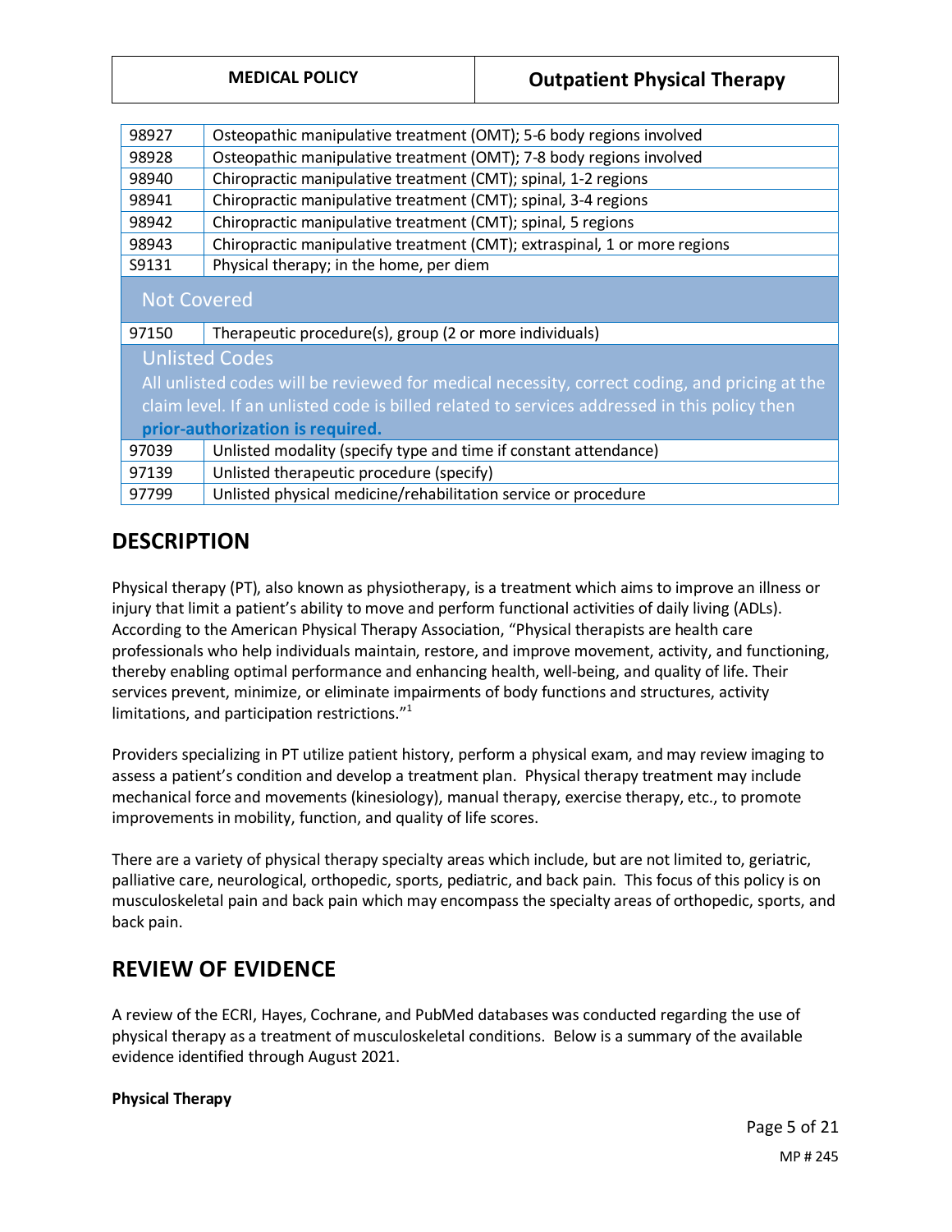| | |
|---|---|
| 98927 | Osteopathic manipulative treatment (OMT); 5-6 body regions involved |
| 98928 | Osteopathic manipulative treatment (OMT); 7-8 body regions involved |
| 98940 | Chiropractic manipulative treatment (CMT); spinal, 1-2 regions |
| 98941 | Chiropractic manipulative treatment (CMT); spinal, 3-4 regions |
| 98942 | Chiropractic manipulative treatment (CMT); spinal, 5 regions |
| 98943 | Chiropractic manipulative treatment (CMT); extraspinal, 1 or more regions |
| S9131 | Physical therapy; in the home, per diem |
| **Not Covered** | |
| 97150 | Therapeutic procedure(s), group (2 or more individuals) |
| **Unlisted Codes** All unlisted codes will be reviewed for medical necessity, correct coding, and pricing at the claim level. If an unlisted code is billed related to services addressed in this policy then **prior-authorization is required.** | |
| 97039 | Unlisted modality (specify type and time if constant attendance) |
| 97139 | Unlisted therapeutic procedure (specify) |
| 97799 | Unlisted physical medicine/rehabilitation service or procedure |

## DESCRIPTION

Physical therapy (PT), also known as physiotherapy, is a treatment which aims to improve an illness or injury that limit a patient's ability to move and perform functional activities of daily living (ADLs). According to the American Physical Therapy Association, "Physical therapists are health care professionals who help individuals maintain, restore, and improve movement, activity, and functioning, thereby enabling optimal performance and enhancing health, well-being, and quality of life. Their services prevent, minimize, or eliminate impairments of body functions and structures, activity limitations, and participation restrictions."[1]

Providers specializing in PT utilize patient history, perform a physical exam, and may review imaging to assess a patient's condition and develop a treatment plan. Physical therapy treatment may include mechanical force and movements (kinesiology), manual therapy, exercise therapy, etc., to promote improvements in mobility, function, and quality of life scores.

There are a variety of physical therapy specialty areas which include, but are not limited to, geriatric, palliative care, neurological, orthopedic, sports, pediatric, and back pain. This focus of this policy is on musculoskeletal pain and back pain which may encompass the specialty areas of orthopedic, sports, and back pain.

## REVIEW OF EVIDENCE

A review of the ECRI, Hayes, Cochrane, and PubMed databases was conducted regarding the use of physical therapy as a treatment of musculoskeletal conditions. Below is a summary of the available evidence identified through August 2021.

**Physical Therapy**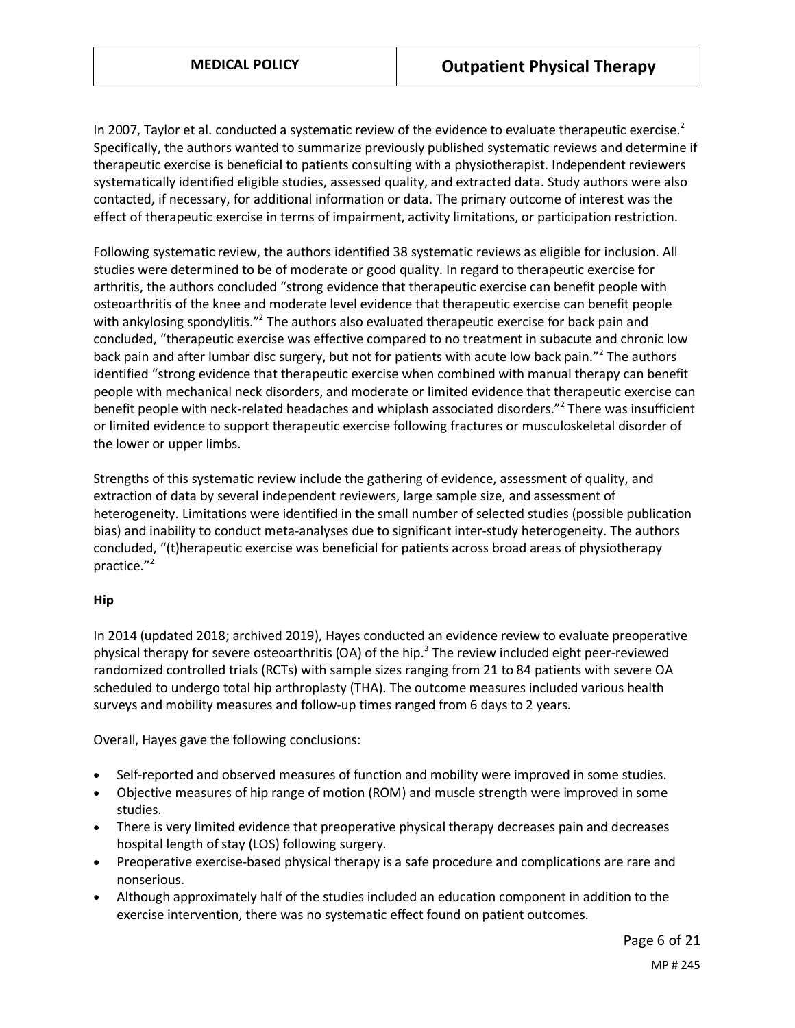In 2007, Taylor et al. conducted a systematic review of the evidence to evaluate therapeutic exercise.[2] Specifically, the authors wanted to summarize previously published systematic reviews and determine if therapeutic exercise is beneficial to patients consulting with a physiotherapist. Independent reviewers systematically identified eligible studies, assessed quality, and extracted data. Study authors were also contacted, if necessary, for additional information or data. The primary outcome of interest was the effect of therapeutic exercise in terms of impairment, activity limitations, or participation restriction.

Following systematic review, the authors identified 38 systematic reviews as eligible for inclusion. All studies were determined to be of moderate or good quality. In regard to therapeutic exercise for arthritis, the authors concluded "strong evidence that therapeutic exercise can benefit people with osteoarthritis of the knee and moderate level evidence that therapeutic exercise can benefit people with ankylosing spondylitis."[2] The authors also evaluated therapeutic exercise for back pain and concluded, "therapeutic exercise was effective compared to no treatment in subacute and chronic low back pain and after lumbar disc surgery, but not for patients with acute low back pain."[2] The authors identified "strong evidence that therapeutic exercise when combined with manual therapy can benefit people with mechanical neck disorders, and moderate or limited evidence that therapeutic exercise can benefit people with neck-related headaches and whiplash associated disorders."[2] There was insufficient or limited evidence to support therapeutic exercise following fractures or musculoskeletal disorder of the lower or upper limbs.

Strengths of this systematic review include the gathering of evidence, assessment of quality, and extraction of data by several independent reviewers, large sample size, and assessment of heterogeneity. Limitations were identified in the small number of selected studies (possible publication bias) and inability to conduct meta-analyses due to significant inter-study heterogeneity. The authors concluded, "(t)herapeutic exercise was beneficial for patients across broad areas of physiotherapy practice."[2]

**Hip**

In 2014 (updated 2018; archived 2019), Hayes conducted an evidence review to evaluate preoperative physical therapy for severe osteoarthritis (OA) of the hip.[3] The review included eight peer-reviewed randomized controlled trials (RCTs) with sample sizes ranging from 21 to 84 patients with severe OA scheduled to undergo total hip arthroplasty (THA). The outcome measures included various health surveys and mobility measures and follow-up times ranged from 6 days to 2 years.

Overall, Hayes gave the following conclusions:

- Self-reported and observed measures of function and mobility were improved in some studies.
- Objective measures of hip range of motion (ROM) and muscle strength were improved in some studies.
- There is very limited evidence that preoperative physical therapy decreases pain and decreases hospital length of stay (LOS) following surgery.
- Preoperative exercise-based physical therapy is a safe procedure and complications are rare and nonserious.
- Although approximately half of the studies included an education component in addition to the exercise intervention, there was no systematic effect found on patient outcomes.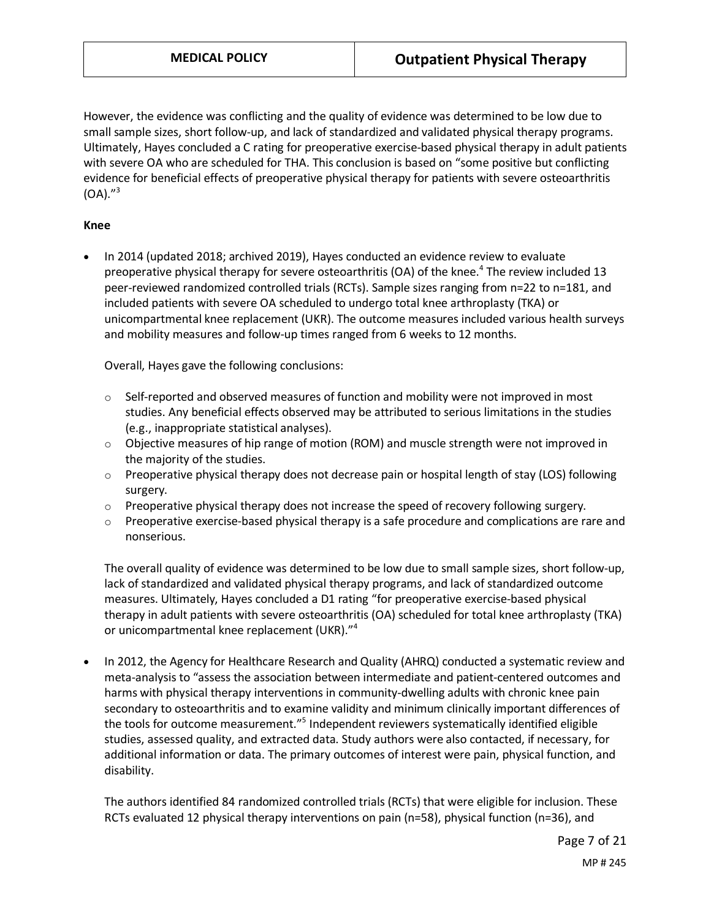However, the evidence was conflicting and the quality of evidence was determined to be low due to small sample sizes, short follow-up, and lack of standardized and validated physical therapy programs. Ultimately, Hayes concluded a C rating for preoperative exercise-based physical therapy in adult patients with severe OA who are scheduled for THA. This conclusion is based on "some positive but conflicting evidence for beneficial effects of preoperative physical therapy for patients with severe osteoarthritis (OA)."[3]

**Knee**

- In 2014 (updated 2018; archived 2019), Hayes conducted an evidence review to evaluate preoperative physical therapy for severe osteoarthritis (OA) of the knee.[4] The review included 13 peer-reviewed randomized controlled trials (RCTs). Sample sizes ranging from n=22 to n=181, and included patients with severe OA scheduled to undergo total knee arthroplasty (TKA) or unicompartmental knee replacement (UKR). The outcome measures included various health surveys and mobility measures and follow-up times ranged from 6 weeks to 12 months.

  Overall, Hayes gave the following conclusions:

  - Self-reported and observed measures of function and mobility were not improved in most studies. Any beneficial effects observed may be attributed to serious limitations in the studies (e.g., inappropriate statistical analyses).
  - Objective measures of hip range of motion (ROM) and muscle strength were not improved in the majority of the studies.
  - Preoperative physical therapy does not decrease pain or hospital length of stay (LOS) following surgery.
  - Preoperative physical therapy does not increase the speed of recovery following surgery.
  - Preoperative exercise-based physical therapy is a safe procedure and complications are rare and nonserious.

  The overall quality of evidence was determined to be low due to small sample sizes, short follow-up, lack of standardized and validated physical therapy programs, and lack of standardized outcome measures. Ultimately, Hayes concluded a D1 rating "for preoperative exercise-based physical therapy in adult patients with severe osteoarthritis (OA) scheduled for total knee arthroplasty (TKA) or unicompartmental knee replacement (UKR)."[4]

- In 2012, the Agency for Healthcare Research and Quality (AHRQ) conducted a systematic review and meta-analysis to "assess the association between intermediate and patient-centered outcomes and harms with physical therapy interventions in community-dwelling adults with chronic knee pain secondary to osteoarthritis and to examine validity and minimum clinically important differences of the tools for outcome measurement."[5] Independent reviewers systematically identified eligible studies, assessed quality, and extracted data. Study authors were also contacted, if necessary, for additional information or data. The primary outcomes of interest were pain, physical function, and disability.

  The authors identified 84 randomized controlled trials (RCTs) that were eligible for inclusion. These RCTs evaluated 12 physical therapy interventions on pain (n=58), physical function (n=36), and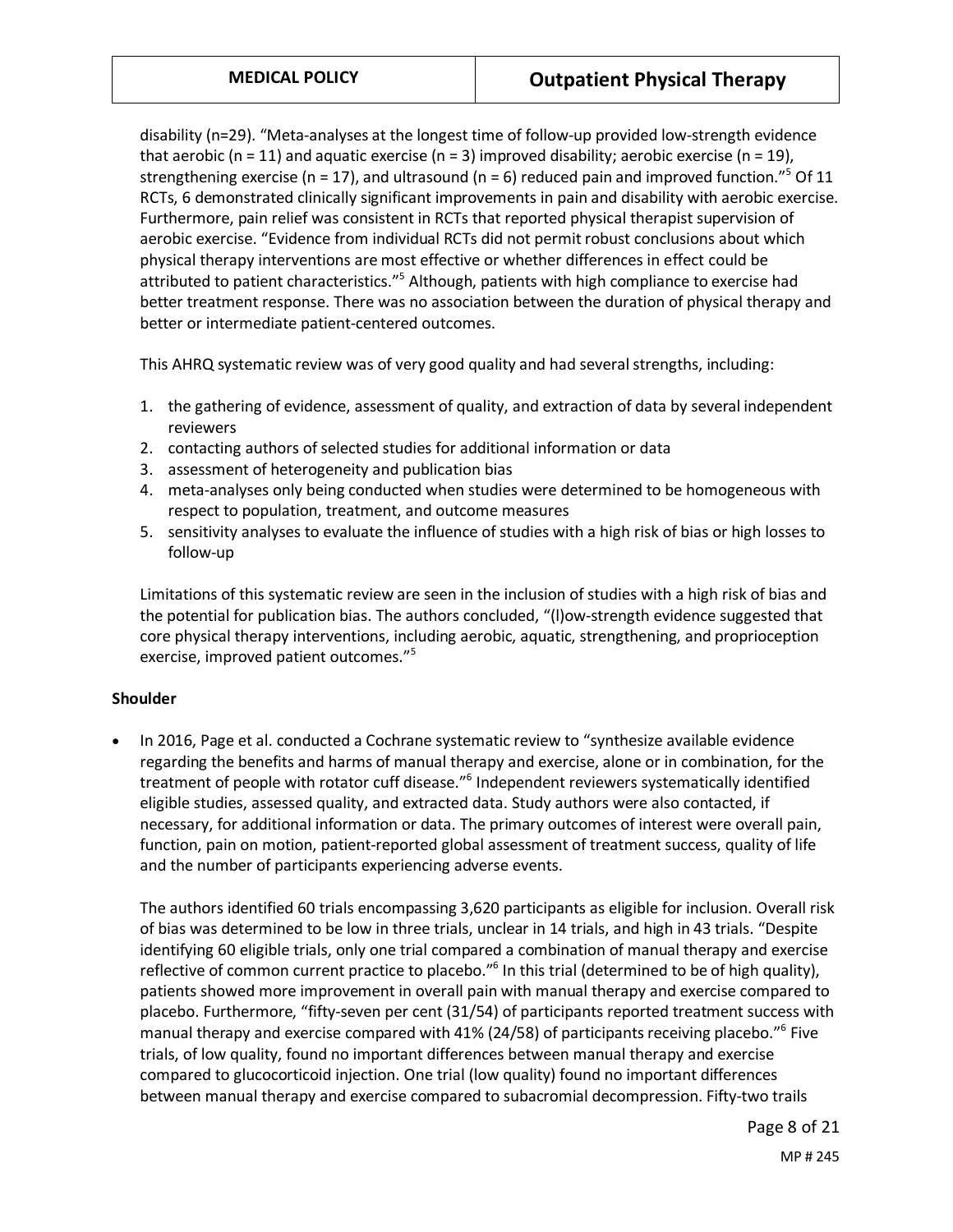disability (n=29). "Meta-analyses at the longest time of follow-up provided low-strength evidence that aerobic (n = 11) and aquatic exercise (n = 3) improved disability; aerobic exercise (n = 19), strengthening exercise (n = 17), and ultrasound (n = 6) reduced pain and improved function."[5] Of 11 RCTs, 6 demonstrated clinically significant improvements in pain and disability with aerobic exercise. Furthermore, pain relief was consistent in RCTs that reported physical therapist supervision of aerobic exercise. "Evidence from individual RCTs did not permit robust conclusions about which physical therapy interventions are most effective or whether differences in effect could be attributed to patient characteristics."[5] Although, patients with high compliance to exercise had better treatment response. There was no association between the duration of physical therapy and better or intermediate patient-centered outcomes.

This AHRQ systematic review was of very good quality and had several strengths, including:

1. the gathering of evidence, assessment of quality, and extraction of data by several independent reviewers
2. contacting authors of selected studies for additional information or data
3. assessment of heterogeneity and publication bias
4. meta-analyses only being conducted when studies were determined to be homogeneous with respect to population, treatment, and outcome measures
5. sensitivity analyses to evaluate the influence of studies with a high risk of bias or high losses to follow-up

Limitations of this systematic review are seen in the inclusion of studies with a high risk of bias and the potential for publication bias. The authors concluded, "(l)ow-strength evidence suggested that core physical therapy interventions, including aerobic, aquatic, strengthening, and proprioception exercise, improved patient outcomes."[5]

**Shoulder**

- In 2016, Page et al. conducted a Cochrane systematic review to "synthesize available evidence regarding the benefits and harms of manual therapy and exercise, alone or in combination, for the treatment of people with rotator cuff disease."[6] Independent reviewers systematically identified eligible studies, assessed quality, and extracted data. Study authors were also contacted, if necessary, for additional information or data. The primary outcomes of interest were overall pain, function, pain on motion, patient-reported global assessment of treatment success, quality of life and the number of participants experiencing adverse events.

  The authors identified 60 trials encompassing 3,620 participants as eligible for inclusion. Overall risk of bias was determined to be low in three trials, unclear in 14 trials, and high in 43 trials. "Despite identifying 60 eligible trials, only one trial compared a combination of manual therapy and exercise reflective of common current practice to placebo."[6] In this trial (determined to be of high quality), patients showed more improvement in overall pain with manual therapy and exercise compared to placebo. Furthermore, "fifty-seven per cent (31/54) of participants reported treatment success with manual therapy and exercise compared with 41% (24/58) of participants receiving placebo."[6] Five trials, of low quality, found no important differences between manual therapy and exercise compared to glucocorticoid injection. One trial (low quality) found no important differences between manual therapy and exercise compared to subacromial decompression. Fifty-two trails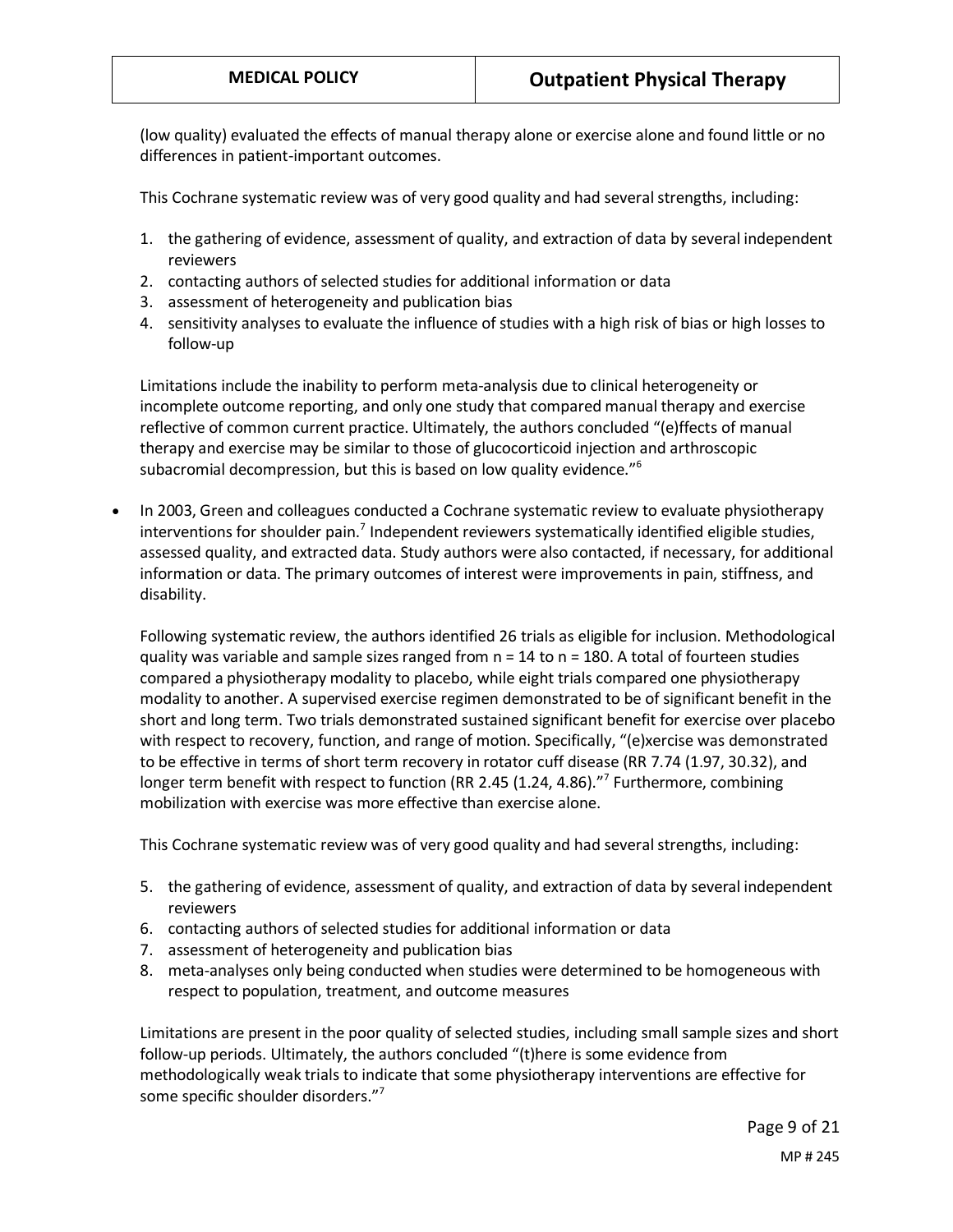(low quality) evaluated the effects of manual therapy alone or exercise alone and found little or no differences in patient-important outcomes.

This Cochrane systematic review was of very good quality and had several strengths, including:

1. the gathering of evidence, assessment of quality, and extraction of data by several independent reviewers
2. contacting authors of selected studies for additional information or data
3. assessment of heterogeneity and publication bias
4. sensitivity analyses to evaluate the influence of studies with a high risk of bias or high losses to follow-up

Limitations include the inability to perform meta-analysis due to clinical heterogeneity or incomplete outcome reporting, and only one study that compared manual therapy and exercise reflective of common current practice. Ultimately, the authors concluded "(e)ffects of manual therapy and exercise may be similar to those of glucocorticoid injection and arthroscopic subacromial decompression, but this is based on low quality evidence."[6]

- In 2003, Green and colleagues conducted a Cochrane systematic review to evaluate physiotherapy interventions for shoulder pain.[7] Independent reviewers systematically identified eligible studies, assessed quality, and extracted data. Study authors were also contacted, if necessary, for additional information or data. The primary outcomes of interest were improvements in pain, stiffness, and disability.

  Following systematic review, the authors identified 26 trials as eligible for inclusion. Methodological quality was variable and sample sizes ranged from n = 14 to n = 180. A total of fourteen studies compared a physiotherapy modality to placebo, while eight trials compared one physiotherapy modality to another. A supervised exercise regimen demonstrated to be of significant benefit in the short and long term. Two trials demonstrated sustained significant benefit for exercise over placebo with respect to recovery, function, and range of motion. Specifically, "(e)xercise was demonstrated to be effective in terms of short term recovery in rotator cuff disease (RR 7.74 (1.97, 30.32), and longer term benefit with respect to function (RR 2.45 (1.24, 4.86)."[7] Furthermore, combining mobilization with exercise was more effective than exercise alone.

  This Cochrane systematic review was of very good quality and had several strengths, including:

5. the gathering of evidence, assessment of quality, and extraction of data by several independent reviewers
6. contacting authors of selected studies for additional information or data
7. assessment of heterogeneity and publication bias
8. meta-analyses only being conducted when studies were determined to be homogeneous with respect to population, treatment, and outcome measures

Limitations are present in the poor quality of selected studies, including small sample sizes and short follow-up periods. Ultimately, the authors concluded "(t)here is some evidence from methodologically weak trials to indicate that some physiotherapy interventions are effective for some specific shoulder disorders."[7]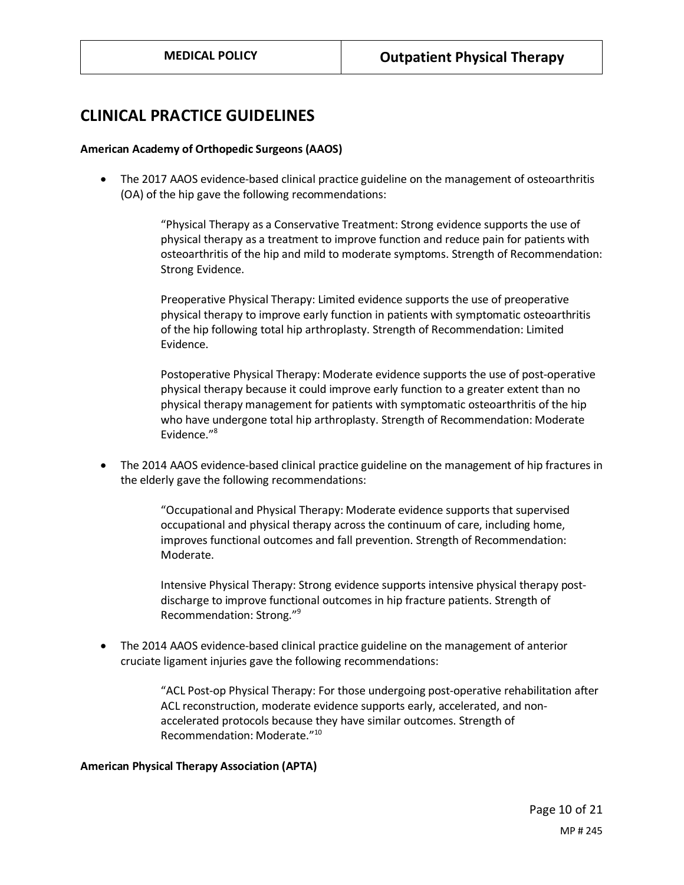## CLINICAL PRACTICE GUIDELINES

**American Academy of Orthopedic Surgeons (AAOS)**

- The 2017 AAOS evidence-based clinical practice guideline on the management of osteoarthritis (OA) of the hip gave the following recommendations:

  > "Physical Therapy as a Conservative Treatment: Strong evidence supports the use of physical therapy as a treatment to improve function and reduce pain for patients with osteoarthritis of the hip and mild to moderate symptoms. Strength of Recommendation: Strong Evidence.
  >
  > Preoperative Physical Therapy: Limited evidence supports the use of preoperative physical therapy to improve early function in patients with symptomatic osteoarthritis of the hip following total hip arthroplasty. Strength of Recommendation: Limited Evidence.
  >
  > Postoperative Physical Therapy: Moderate evidence supports the use of post-operative physical therapy because it could improve early function to a greater extent than no physical therapy management for patients with symptomatic osteoarthritis of the hip who have undergone total hip arthroplasty. Strength of Recommendation: Moderate Evidence."[8]

- The 2014 AAOS evidence-based clinical practice guideline on the management of hip fractures in the elderly gave the following recommendations:

  > "Occupational and Physical Therapy: Moderate evidence supports that supervised occupational and physical therapy across the continuum of care, including home, improves functional outcomes and fall prevention. Strength of Recommendation: Moderate.
  >
  > Intensive Physical Therapy: Strong evidence supports intensive physical therapy post-discharge to improve functional outcomes in hip fracture patients. Strength of Recommendation: Strong."[9]

- The 2014 AAOS evidence-based clinical practice guideline on the management of anterior cruciate ligament injuries gave the following recommendations:

  > "ACL Post-op Physical Therapy: For those undergoing post-operative rehabilitation after ACL reconstruction, moderate evidence supports early, accelerated, and non-accelerated protocols because they have similar outcomes. Strength of Recommendation: Moderate."[10]

**American Physical Therapy Association (APTA)**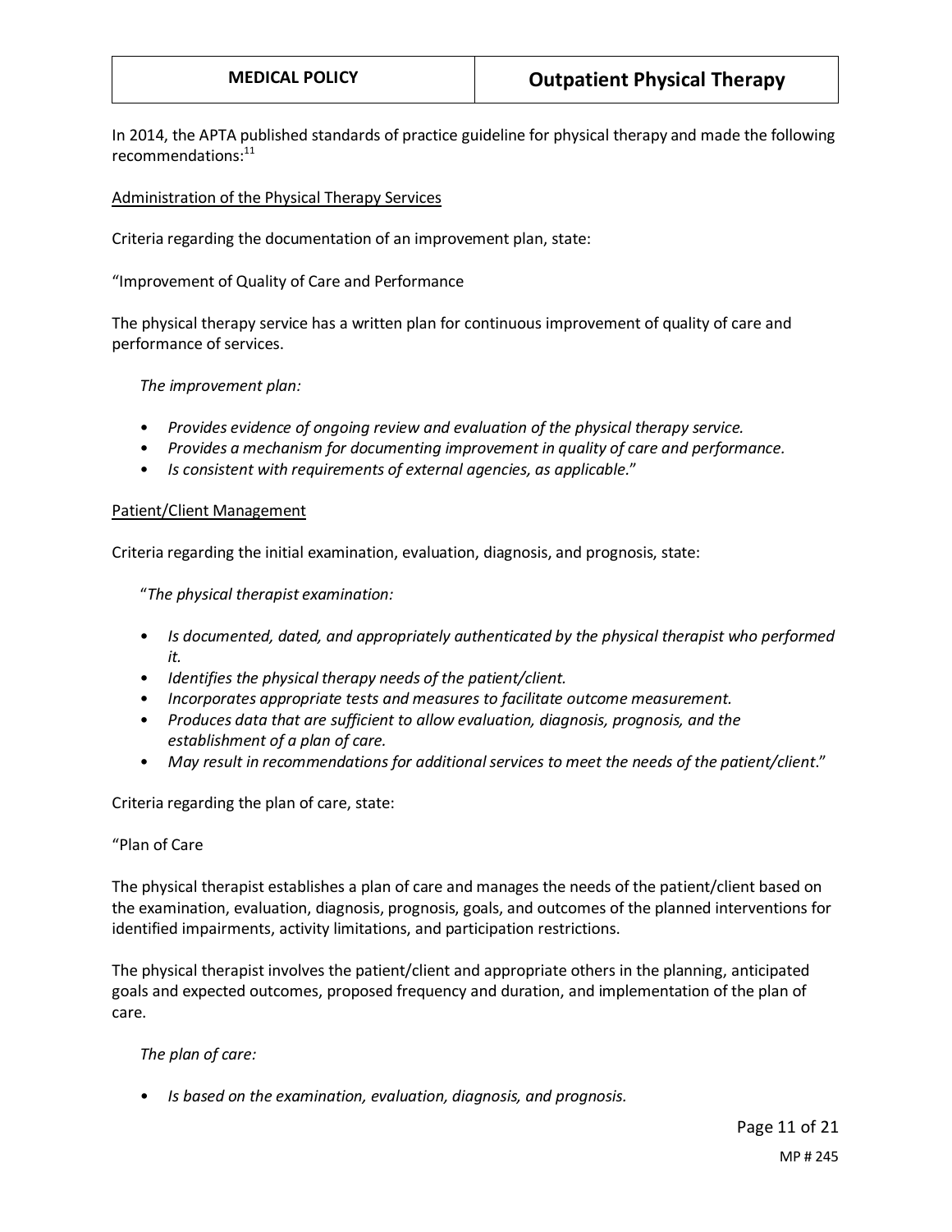In 2014, the APTA published standards of practice guideline for physical therapy and made the following recommendations:[11]

<u>Administration of the Physical Therapy Services</u>

Criteria regarding the documentation of an improvement plan, state:

"Improvement of Quality of Care and Performance

The physical therapy service has a written plan for continuous improvement of quality of care and performance of services.

*The improvement plan:*

- *Provides evidence of ongoing review and evaluation of the physical therapy service.*
- *Provides a mechanism for documenting improvement in quality of care and performance.*
- *Is consistent with requirements of external agencies, as applicable*."

<u>Patient/Client Management</u>

Criteria regarding the initial examination, evaluation, diagnosis, and prognosis, state:

"*The physical therapist examination:*

- *Is documented, dated, and appropriately authenticated by the physical therapist who performed it.*
- *Identifies the physical therapy needs of the patient/client.*
- *Incorporates appropriate tests and measures to facilitate outcome measurement.*
- *Produces data that are sufficient to allow evaluation, diagnosis, prognosis, and the establishment of a plan of care.*
- *May result in recommendations for additional services to meet the needs of the patient/client*."

Criteria regarding the plan of care, state:

"Plan of Care

The physical therapist establishes a plan of care and manages the needs of the patient/client based on the examination, evaluation, diagnosis, prognosis, goals, and outcomes of the planned interventions for identified impairments, activity limitations, and participation restrictions.

The physical therapist involves the patient/client and appropriate others in the planning, anticipated goals and expected outcomes, proposed frequency and duration, and implementation of the plan of care.

*The plan of care:*

- *Is based on the examination, evaluation, diagnosis, and prognosis.*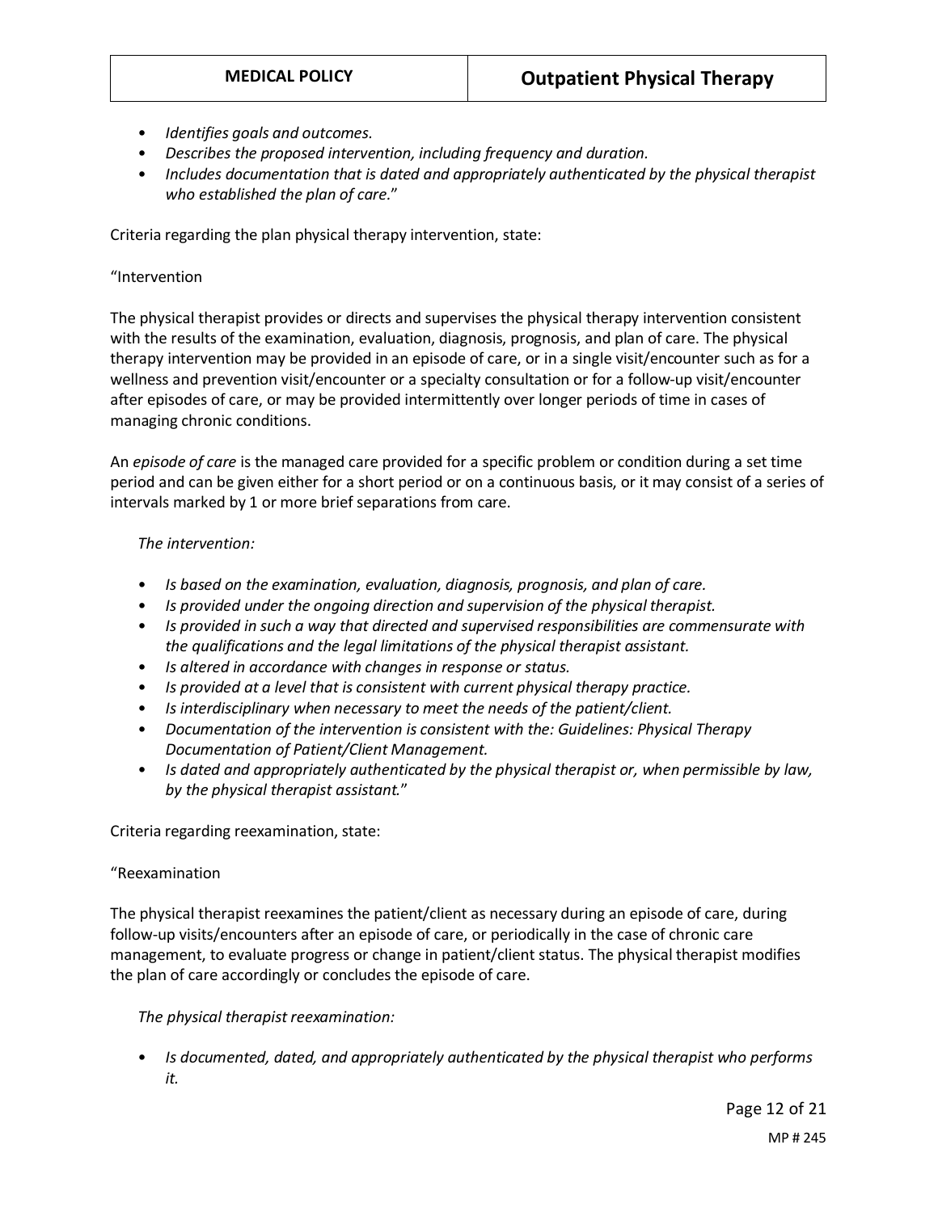- *Identifies goals and outcomes.*
- *Describes the proposed intervention, including frequency and duration.*
- *Includes documentation that is dated and appropriately authenticated by the physical therapist who established the plan of care*."

Criteria regarding the plan physical therapy intervention, state:

"Intervention

The physical therapist provides or directs and supervises the physical therapy intervention consistent with the results of the examination, evaluation, diagnosis, prognosis, and plan of care. The physical therapy intervention may be provided in an episode of care, or in a single visit/encounter such as for a wellness and prevention visit/encounter or a specialty consultation or for a follow-up visit/encounter after episodes of care, or may be provided intermittently over longer periods of time in cases of managing chronic conditions.

An *episode of care* is the managed care provided for a specific problem or condition during a set time period and can be given either for a short period or on a continuous basis, or it may consist of a series of intervals marked by 1 or more brief separations from care.

*The intervention:*

- *Is based on the examination, evaluation, diagnosis, prognosis, and plan of care.*
- *Is provided under the ongoing direction and supervision of the physical therapist.*
- *Is provided in such a way that directed and supervised responsibilities are commensurate with the qualifications and the legal limitations of the physical therapist assistant.*
- *Is altered in accordance with changes in response or status.*
- *Is provided at a level that is consistent with current physical therapy practice.*
- *Is interdisciplinary when necessary to meet the needs of the patient/client.*
- *Documentation of the intervention is consistent with the: Guidelines: Physical Therapy Documentation of Patient/Client Management.*
- *Is dated and appropriately authenticated by the physical therapist or, when permissible by law, by the physical therapist assistant.*"

Criteria regarding reexamination, state:

"Reexamination

The physical therapist reexamines the patient/client as necessary during an episode of care, during follow-up visits/encounters after an episode of care, or periodically in the case of chronic care management, to evaluate progress or change in patient/client status. The physical therapist modifies the plan of care accordingly or concludes the episode of care.

*The physical therapist reexamination:*

- *Is documented, dated, and appropriately authenticated by the physical therapist who performs it.*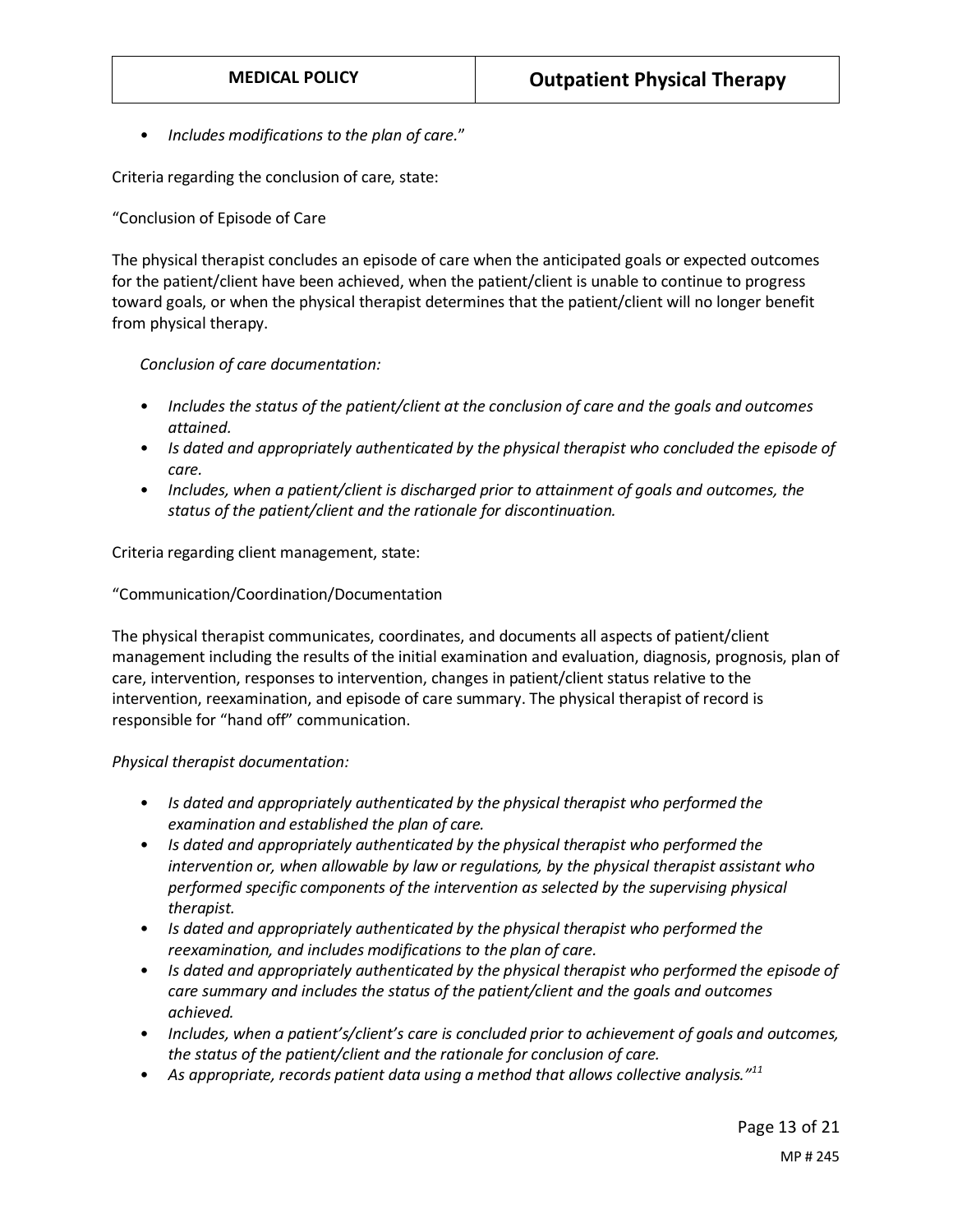- *Includes modifications to the plan of care.*"

Criteria regarding the conclusion of care, state:

"Conclusion of Episode of Care

The physical therapist concludes an episode of care when the anticipated goals or expected outcomes for the patient/client have been achieved, when the patient/client is unable to continue to progress toward goals, or when the physical therapist determines that the patient/client will no longer benefit from physical therapy.

*Conclusion of care documentation:*

- *Includes the status of the patient/client at the conclusion of care and the goals and outcomes attained.*
- *Is dated and appropriately authenticated by the physical therapist who concluded the episode of care.*
- *Includes, when a patient/client is discharged prior to attainment of goals and outcomes, the status of the patient/client and the rationale for discontinuation.*

Criteria regarding client management, state:

"Communication/Coordination/Documentation

The physical therapist communicates, coordinates, and documents all aspects of patient/client management including the results of the initial examination and evaluation, diagnosis, prognosis, plan of care, intervention, responses to intervention, changes in patient/client status relative to the intervention, reexamination, and episode of care summary. The physical therapist of record is responsible for "hand off" communication.

*Physical therapist documentation:*

- *Is dated and appropriately authenticated by the physical therapist who performed the examination and established the plan of care.*
- *Is dated and appropriately authenticated by the physical therapist who performed the intervention or, when allowable by law or regulations, by the physical therapist assistant who performed specific components of the intervention as selected by the supervising physical therapist.*
- *Is dated and appropriately authenticated by the physical therapist who performed the reexamination, and includes modifications to the plan of care.*
- *Is dated and appropriately authenticated by the physical therapist who performed the episode of care summary and includes the status of the patient/client and the goals and outcomes achieved.*
- *Includes, when a patient's/client's care is concluded prior to achievement of goals and outcomes, the status of the patient/client and the rationale for conclusion of care.*
- *As appropriate, records patient data using a method that allows collective analysis."*[11]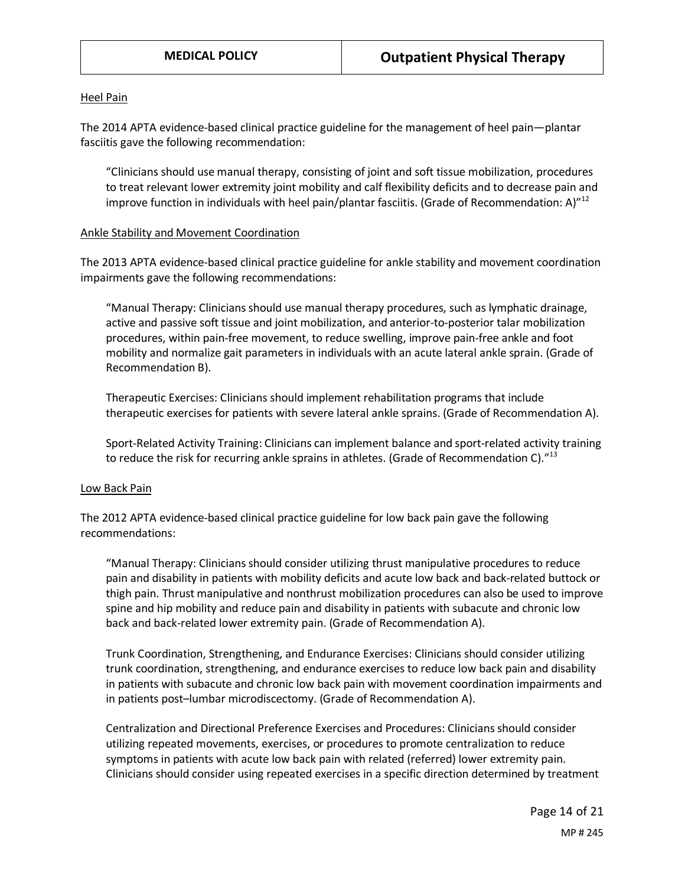### Heel Pain

The 2014 APTA evidence-based clinical practice guideline for the management of heel pain—plantar fasciitis gave the following recommendation:

> "Clinicians should use manual therapy, consisting of joint and soft tissue mobilization, procedures to treat relevant lower extremity joint mobility and calf flexibility deficits and to decrease pain and improve function in individuals with heel pain/plantar fasciitis. (Grade of Recommendation: A)"[12]

### Ankle Stability and Movement Coordination

The 2013 APTA evidence-based clinical practice guideline for ankle stability and movement coordination impairments gave the following recommendations:

> "Manual Therapy: Clinicians should use manual therapy procedures, such as lymphatic drainage, active and passive soft tissue and joint mobilization, and anterior-to-posterior talar mobilization procedures, within pain-free movement, to reduce swelling, improve pain-free ankle and foot mobility and normalize gait parameters in individuals with an acute lateral ankle sprain. (Grade of Recommendation B).
>
> Therapeutic Exercises: Clinicians should implement rehabilitation programs that include therapeutic exercises for patients with severe lateral ankle sprains. (Grade of Recommendation A).
>
> Sport-Related Activity Training: Clinicians can implement balance and sport-related activity training to reduce the risk for recurring ankle sprains in athletes. (Grade of Recommendation C)."[13]

### Low Back Pain

The 2012 APTA evidence-based clinical practice guideline for low back pain gave the following recommendations:

> "Manual Therapy: Clinicians should consider utilizing thrust manipulative procedures to reduce pain and disability in patients with mobility deficits and acute low back and back-related buttock or thigh pain. Thrust manipulative and nonthrust mobilization procedures can also be used to improve spine and hip mobility and reduce pain and disability in patients with subacute and chronic low back and back-related lower extremity pain. (Grade of Recommendation A).
>
> Trunk Coordination, Strengthening, and Endurance Exercises: Clinicians should consider utilizing trunk coordination, strengthening, and endurance exercises to reduce low back pain and disability in patients with subacute and chronic low back pain with movement coordination impairments and in patients post–lumbar microdiscectomy. (Grade of Recommendation A).
>
> Centralization and Directional Preference Exercises and Procedures: Clinicians should consider utilizing repeated movements, exercises, or procedures to promote centralization to reduce symptoms in patients with acute low back pain with related (referred) lower extremity pain. Clinicians should consider using repeated exercises in a specific direction determined by treatment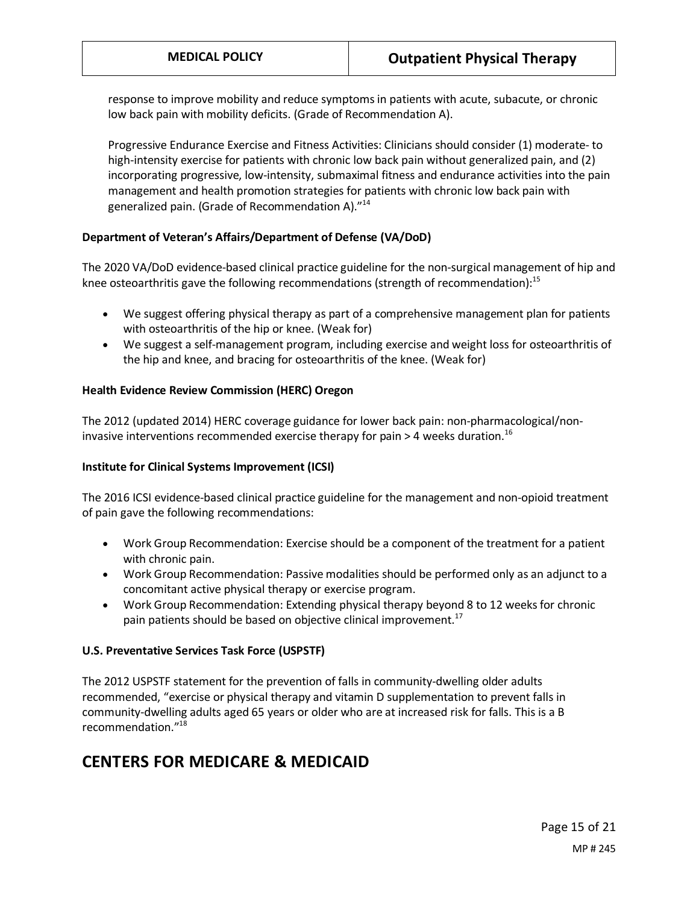response to improve mobility and reduce symptoms in patients with acute, subacute, or chronic low back pain with mobility deficits. (Grade of Recommendation A).

Progressive Endurance Exercise and Fitness Activities: Clinicians should consider (1) moderate- to high-intensity exercise for patients with chronic low back pain without generalized pain, and (2) incorporating progressive, low-intensity, submaximal fitness and endurance activities into the pain management and health promotion strategies for patients with chronic low back pain with generalized pain. (Grade of Recommendation A)."[14]

**Department of Veteran's Affairs/Department of Defense (VA/DoD)**

The 2020 VA/DoD evidence-based clinical practice guideline for the non-surgical management of hip and knee osteoarthritis gave the following recommendations (strength of recommendation):[15]

- We suggest offering physical therapy as part of a comprehensive management plan for patients with osteoarthritis of the hip or knee. (Weak for)
- We suggest a self-management program, including exercise and weight loss for osteoarthritis of the hip and knee, and bracing for osteoarthritis of the knee. (Weak for)

**Health Evidence Review Commission (HERC) Oregon**

The 2012 (updated 2014) HERC coverage guidance for lower back pain: non-pharmacological/non-invasive interventions recommended exercise therapy for pain > 4 weeks duration.[16]

**Institute for Clinical Systems Improvement (ICSI)**

The 2016 ICSI evidence-based clinical practice guideline for the management and non-opioid treatment of pain gave the following recommendations:

- Work Group Recommendation: Exercise should be a component of the treatment for a patient with chronic pain.
- Work Group Recommendation: Passive modalities should be performed only as an adjunct to a concomitant active physical therapy or exercise program.
- Work Group Recommendation: Extending physical therapy beyond 8 to 12 weeks for chronic pain patients should be based on objective clinical improvement.[17]

**U.S. Preventative Services Task Force (USPSTF)**

The 2012 USPSTF statement for the prevention of falls in community-dwelling older adults recommended, "exercise or physical therapy and vitamin D supplementation to prevent falls in community-dwelling adults aged 65 years or older who are at increased risk for falls. This is a B recommendation."[18]

# CENTERS FOR MEDICARE & MEDICAID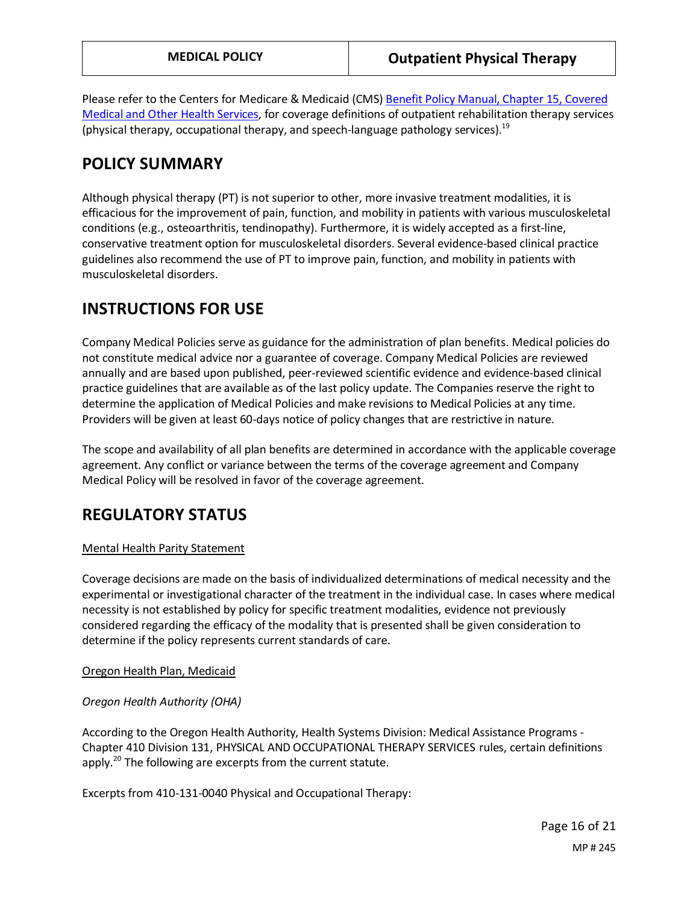Please refer to the Centers for Medicare & Medicaid (CMS) Benefit Policy Manual, Chapter 15, Covered Medical and Other Health Services, for coverage definitions of outpatient rehabilitation therapy services (physical therapy, occupational therapy, and speech-language pathology services).[19]

# POLICY SUMMARY

Although physical therapy (PT) is not superior to other, more invasive treatment modalities, it is efficacious for the improvement of pain, function, and mobility in patients with various musculoskeletal conditions (e.g., osteoarthritis, tendinopathy). Furthermore, it is widely accepted as a first-line, conservative treatment option for musculoskeletal disorders. Several evidence-based clinical practice guidelines also recommend the use of PT to improve pain, function, and mobility in patients with musculoskeletal disorders.

# INSTRUCTIONS FOR USE

Company Medical Policies serve as guidance for the administration of plan benefits. Medical policies do not constitute medical advice nor a guarantee of coverage. Company Medical Policies are reviewed annually and are based upon published, peer-reviewed scientific evidence and evidence-based clinical practice guidelines that are available as of the last policy update. The Companies reserve the right to determine the application of Medical Policies and make revisions to Medical Policies at any time. Providers will be given at least 60-days notice of policy changes that are restrictive in nature.

The scope and availability of all plan benefits are determined in accordance with the applicable coverage agreement. Any conflict or variance between the terms of the coverage agreement and Company Medical Policy will be resolved in favor of the coverage agreement.

# REGULATORY STATUS

Mental Health Parity Statement

Coverage decisions are made on the basis of individualized determinations of medical necessity and the experimental or investigational character of the treatment in the individual case. In cases where medical necessity is not established by policy for specific treatment modalities, evidence not previously considered regarding the efficacy of the modality that is presented shall be given consideration to determine if the policy represents current standards of care.

Oregon Health Plan, Medicaid

*Oregon Health Authority (OHA)*

According to the Oregon Health Authority, Health Systems Division: Medical Assistance Programs - Chapter 410 Division 131, PHYSICAL AND OCCUPATIONAL THERAPY SERVICES rules, certain definitions apply.[20] The following are excerpts from the current statute.

Excerpts from 410-131-0040 Physical and Occupational Therapy: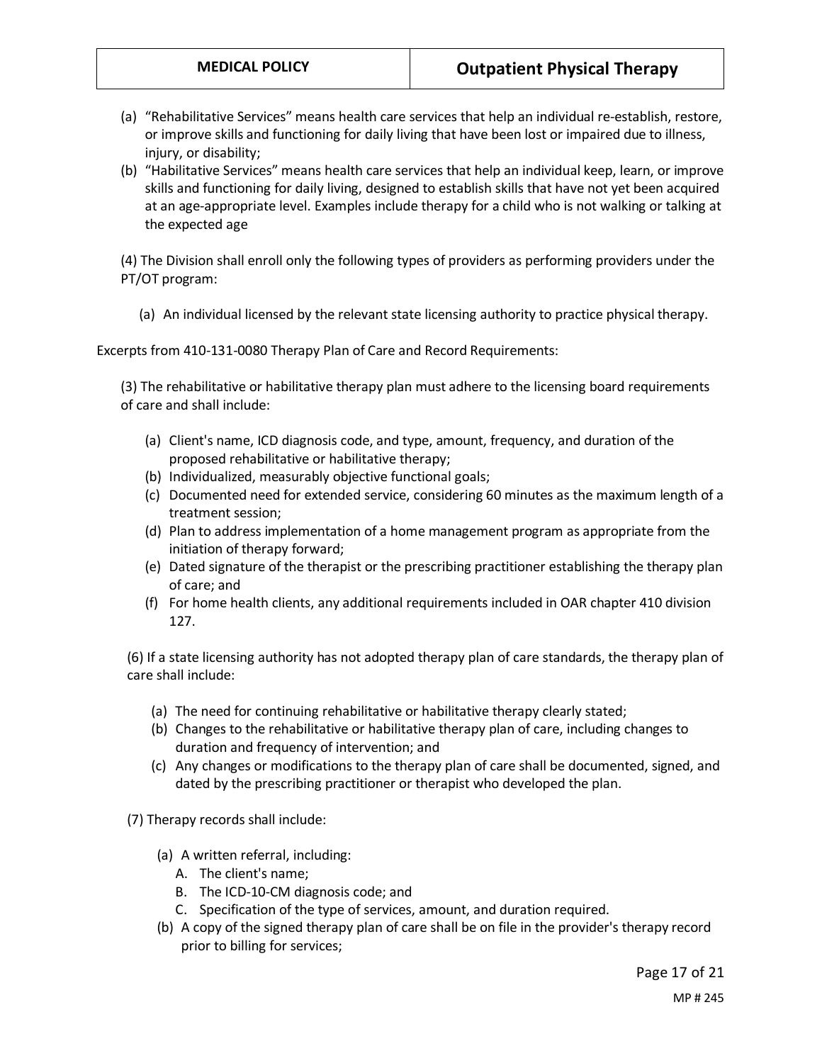(a) "Rehabilitative Services" means health care services that help an individual re-establish, restore, or improve skills and functioning for daily living that have been lost or impaired due to illness, injury, or disability;

(b) "Habilitative Services" means health care services that help an individual keep, learn, or improve skills and functioning for daily living, designed to establish skills that have not yet been acquired at an age-appropriate level. Examples include therapy for a child who is not walking or talking at the expected age

(4) The Division shall enroll only the following types of providers as performing providers under the PT/OT program:

(a) An individual licensed by the relevant state licensing authority to practice physical therapy.

Excerpts from 410-131-0080 Therapy Plan of Care and Record Requirements:

(3) The rehabilitative or habilitative therapy plan must adhere to the licensing board requirements of care and shall include:

(a) Client's name, ICD diagnosis code, and type, amount, frequency, and duration of the proposed rehabilitative or habilitative therapy;

(b) Individualized, measurably objective functional goals;

(c) Documented need for extended service, considering 60 minutes as the maximum length of a treatment session;

(d) Plan to address implementation of a home management program as appropriate from the initiation of therapy forward;

(e) Dated signature of the therapist or the prescribing practitioner establishing the therapy plan of care; and

(f) For home health clients, any additional requirements included in OAR chapter 410 division 127.

(6) If a state licensing authority has not adopted therapy plan of care standards, the therapy plan of care shall include:

(a) The need for continuing rehabilitative or habilitative therapy clearly stated;

(b) Changes to the rehabilitative or habilitative therapy plan of care, including changes to duration and frequency of intervention; and

(c) Any changes or modifications to the therapy plan of care shall be documented, signed, and dated by the prescribing practitioner or therapist who developed the plan.

(7) Therapy records shall include:

(a) A written referral, including:
   A. The client's name;
   B. The ICD-10-CM diagnosis code; and
   C. Specification of the type of services, amount, and duration required.

(b) A copy of the signed therapy plan of care shall be on file in the provider's therapy record prior to billing for services;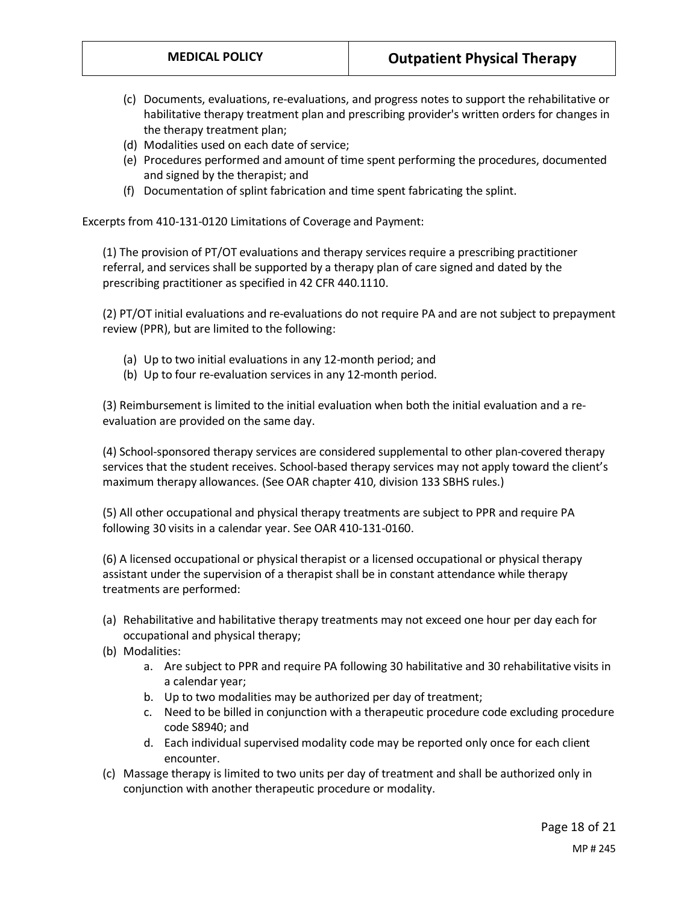(c) Documents, evaluations, re-evaluations, and progress notes to support the rehabilitative or habilitative therapy treatment plan and prescribing provider's written orders for changes in the therapy treatment plan;
(d) Modalities used on each date of service;
(e) Procedures performed and amount of time spent performing the procedures, documented and signed by the therapist; and
(f) Documentation of splint fabrication and time spent fabricating the splint.

Excerpts from 410-131-0120 Limitations of Coverage and Payment:

(1) The provision of PT/OT evaluations and therapy services require a prescribing practitioner referral, and services shall be supported by a therapy plan of care signed and dated by the prescribing practitioner as specified in 42 CFR 440.1110.

(2) PT/OT initial evaluations and re-evaluations do not require PA and are not subject to prepayment review (PPR), but are limited to the following:

(a) Up to two initial evaluations in any 12-month period; and
(b) Up to four re-evaluation services in any 12-month period.

(3) Reimbursement is limited to the initial evaluation when both the initial evaluation and a re-evaluation are provided on the same day.

(4) School-sponsored therapy services are considered supplemental to other plan-covered therapy services that the student receives. School-based therapy services may not apply toward the client's maximum therapy allowances. (See OAR chapter 410, division 133 SBHS rules.)

(5) All other occupational and physical therapy treatments are subject to PPR and require PA following 30 visits in a calendar year. See OAR 410-131-0160.

(6) A licensed occupational or physical therapist or a licensed occupational or physical therapy assistant under the supervision of a therapist shall be in constant attendance while therapy treatments are performed:

(a) Rehabilitative and habilitative therapy treatments may not exceed one hour per day each for occupational and physical therapy;
(b) Modalities:
    a. Are subject to PPR and require PA following 30 habilitative and 30 rehabilitative visits in a calendar year;
    b. Up to two modalities may be authorized per day of treatment;
    c. Need to be billed in conjunction with a therapeutic procedure code excluding procedure code S8940; and
    d. Each individual supervised modality code may be reported only once for each client encounter.
(c) Massage therapy is limited to two units per day of treatment and shall be authorized only in conjunction with another therapeutic procedure or modality.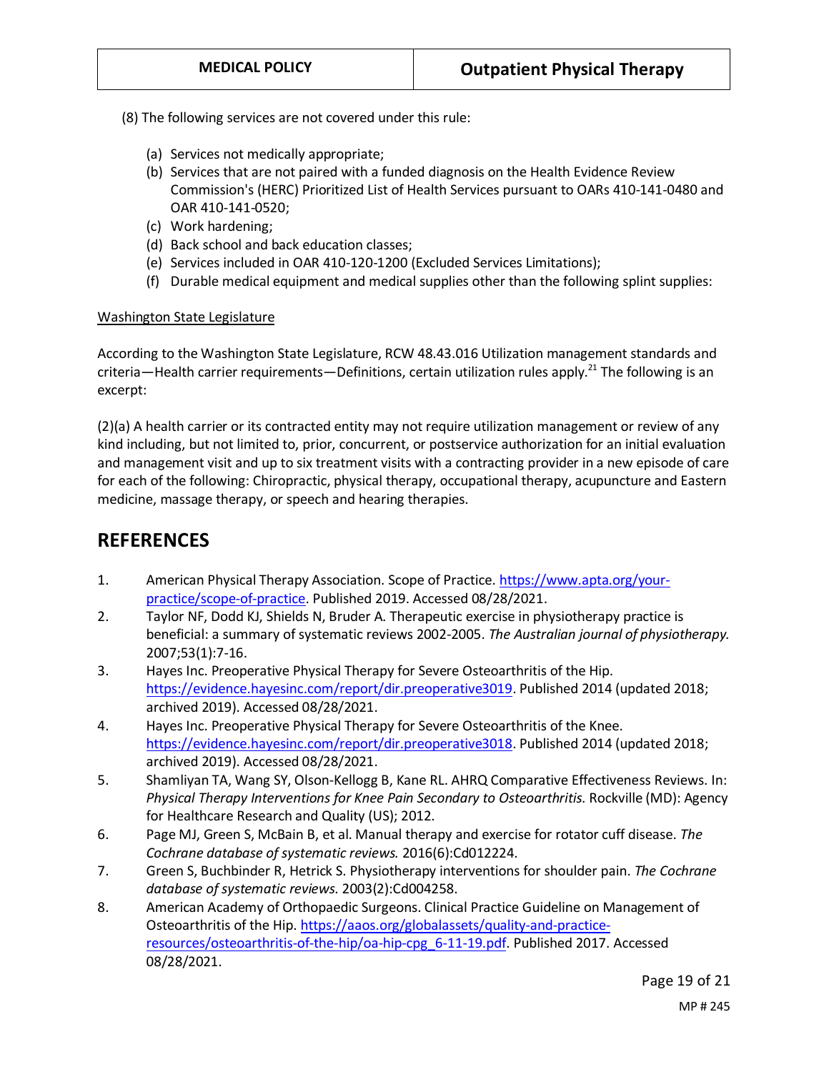(8) The following services are not covered under this rule:

(a) Services not medically appropriate;
(b) Services that are not paired with a funded diagnosis on the Health Evidence Review Commission's (HERC) Prioritized List of Health Services pursuant to OARs 410-141-0480 and OAR 410-141-0520;
(c) Work hardening;
(d) Back school and back education classes;
(e) Services included in OAR 410-120-1200 (Excluded Services Limitations);
(f) Durable medical equipment and medical supplies other than the following splint supplies:

Washington State Legislature

According to the Washington State Legislature, RCW 48.43.016 Utilization management standards and criteria—Health carrier requirements—Definitions, certain utilization rules apply.[21] The following is an excerpt:

(2)(a) A health carrier or its contracted entity may not require utilization management or review of any kind including, but not limited to, prior, concurrent, or postservice authorization for an initial evaluation and management visit and up to six treatment visits with a contracting provider in a new episode of care for each of the following: Chiropractic, physical therapy, occupational therapy, acupuncture and Eastern medicine, massage therapy, or speech and hearing therapies.

# REFERENCES

1. American Physical Therapy Association. Scope of Practice. https://www.apta.org/your-practice/scope-of-practice. Published 2019. Accessed 08/28/2021.
2. Taylor NF, Dodd KJ, Shields N, Bruder A. Therapeutic exercise in physiotherapy practice is beneficial: a summary of systematic reviews 2002-2005. *The Australian journal of physiotherapy.* 2007;53(1):7-16.
3. Hayes Inc. Preoperative Physical Therapy for Severe Osteoarthritis of the Hip. https://evidence.hayesinc.com/report/dir.preoperative3019. Published 2014 (updated 2018; archived 2019). Accessed 08/28/2021.
4. Hayes Inc. Preoperative Physical Therapy for Severe Osteoarthritis of the Knee. https://evidence.hayesinc.com/report/dir.preoperative3018. Published 2014 (updated 2018; archived 2019). Accessed 08/28/2021.
5. Shamliyan TA, Wang SY, Olson-Kellogg B, Kane RL. AHRQ Comparative Effectiveness Reviews. In: *Physical Therapy Interventions for Knee Pain Secondary to Osteoarthritis.* Rockville (MD): Agency for Healthcare Research and Quality (US); 2012.
6. Page MJ, Green S, McBain B, et al. Manual therapy and exercise for rotator cuff disease. *The Cochrane database of systematic reviews.* 2016(6):Cd012224.
7. Green S, Buchbinder R, Hetrick S. Physiotherapy interventions for shoulder pain. *The Cochrane database of systematic reviews.* 2003(2):Cd004258.
8. American Academy of Orthopaedic Surgeons. Clinical Practice Guideline on Management of Osteoarthritis of the Hip. https://aaos.org/globalassets/quality-and-practice-resources/osteoarthritis-of-the-hip/oa-hip-cpg_6-11-19.pdf. Published 2017. Accessed 08/28/2021.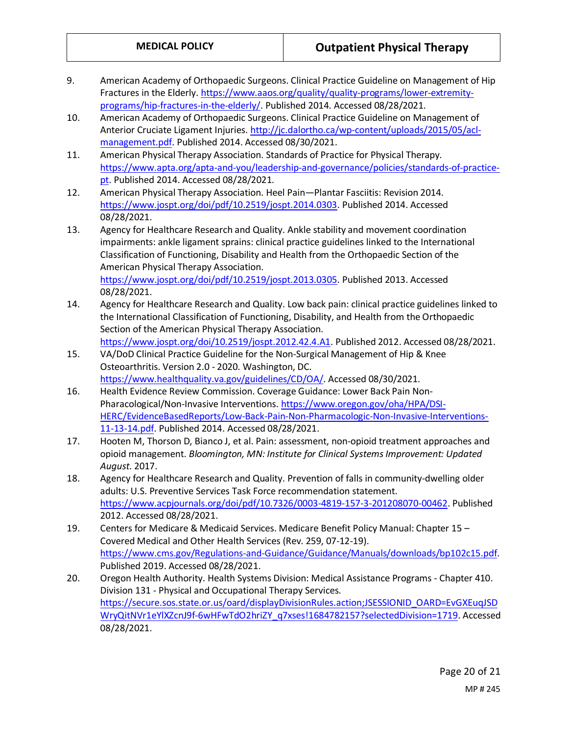9. American Academy of Orthopaedic Surgeons. Clinical Practice Guideline on Management of Hip Fractures in the Elderly. https://www.aaos.org/quality/quality-programs/lower-extremity-programs/hip-fractures-in-the-elderly/. Published 2014. Accessed 08/28/2021.
10. American Academy of Orthopaedic Surgeons. Clinical Practice Guideline on Management of Anterior Cruciate Ligament Injuries. http://jc.dalortho.ca/wp-content/uploads/2015/05/acl-management.pdf. Published 2014. Accessed 08/30/2021.
11. American Physical Therapy Association. Standards of Practice for Physical Therapy. https://www.apta.org/apta-and-you/leadership-and-governance/policies/standards-of-practice-pt. Published 2014. Accessed 08/28/2021.
12. American Physical Therapy Association. Heel Pain—Plantar Fasciitis: Revision 2014. https://www.jospt.org/doi/pdf/10.2519/jospt.2014.0303. Published 2014. Accessed 08/28/2021.
13. Agency for Healthcare Research and Quality. Ankle stability and movement coordination impairments: ankle ligament sprains: clinical practice guidelines linked to the International Classification of Functioning, Disability and Health from the Orthopaedic Section of the American Physical Therapy Association. https://www.jospt.org/doi/pdf/10.2519/jospt.2013.0305. Published 2013. Accessed 08/28/2021.
14. Agency for Healthcare Research and Quality. Low back pain: clinical practice guidelines linked to the International Classification of Functioning, Disability, and Health from the Orthopaedic Section of the American Physical Therapy Association. https://www.jospt.org/doi/10.2519/jospt.2012.42.4.A1. Published 2012. Accessed 08/28/2021.
15. VA/DoD Clinical Practice Guideline for the Non-Surgical Management of Hip & Knee Osteoarthritis. Version 2.0 - 2020. Washington, DC. https://www.healthquality.va.gov/guidelines/CD/OA/. Accessed 08/30/2021.
16. Health Evidence Review Commission. Coverage Guidance: Lower Back Pain Non-Pharacological/Non-Invasive Interventions. https://www.oregon.gov/oha/HPA/DSI-HERC/EvidenceBasedReports/Low-Back-Pain-Non-Pharmacologic-Non-Invasive-Interventions-11-13-14.pdf. Published 2014. Accessed 08/28/2021.
17. Hooten M, Thorson D, Bianco J, et al. Pain: assessment, non-opioid treatment approaches and opioid management. *Bloomington, MN: Institute for Clinical Systems Improvement: Updated August.* 2017.
18. Agency for Healthcare Research and Quality. Prevention of falls in community-dwelling older adults: U.S. Preventive Services Task Force recommendation statement. https://www.acpjournals.org/doi/pdf/10.7326/0003-4819-157-3-201208070-00462. Published 2012. Accessed 08/28/2021.
19. Centers for Medicare & Medicaid Services. Medicare Benefit Policy Manual: Chapter 15 – Covered Medical and Other Health Services (Rev. 259, 07-12-19). https://www.cms.gov/Regulations-and-Guidance/Guidance/Manuals/downloads/bp102c15.pdf. Published 2019. Accessed 08/28/2021.
20. Oregon Health Authority. Health Systems Division: Medical Assistance Programs - Chapter 410. Division 131 - Physical and Occupational Therapy Services. https://secure.sos.state.or.us/oard/displayDivisionRules.action;JSESSIONID_OARD=EvGXEuqJSDWryQitNVr1eYlXZcnJ9f-6wHFwTdO2hriZY_q7xses!1684782157?selectedDivision=1719. Accessed 08/28/2021.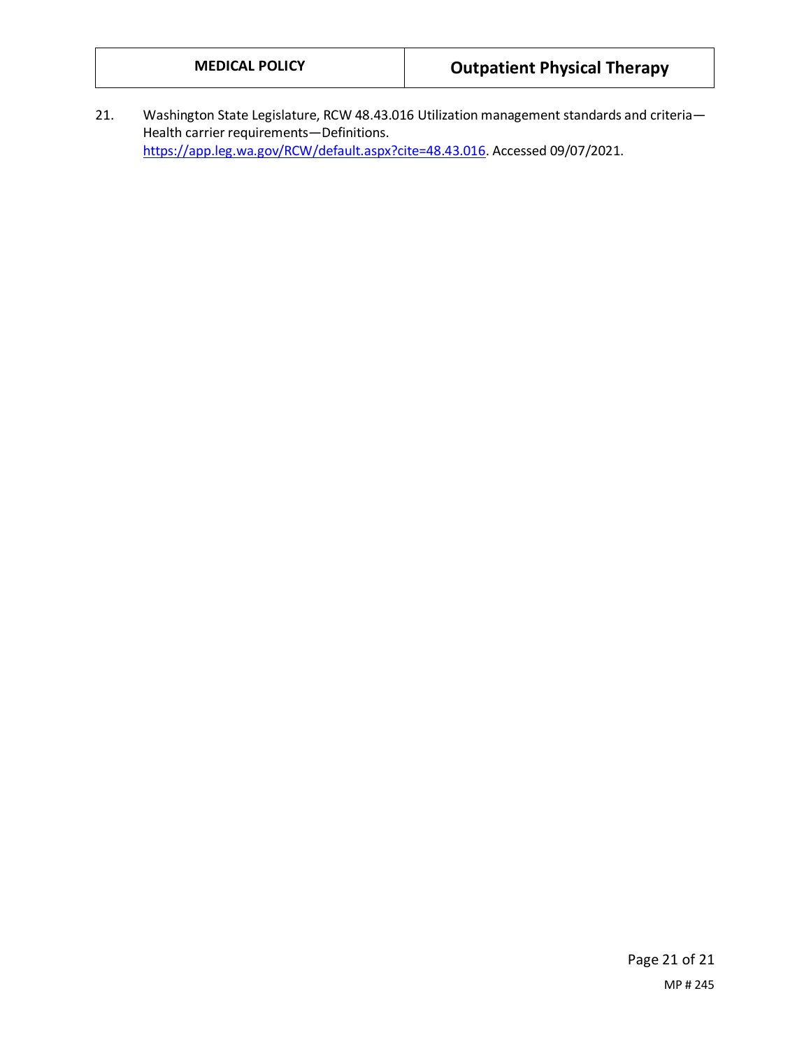21. Washington State Legislature, RCW 48.43.016 Utilization management standards and criteria—Health carrier requirements—Definitions. https://app.leg.wa.gov/RCW/default.aspx?cite=48.43.016. Accessed 09/07/2021.